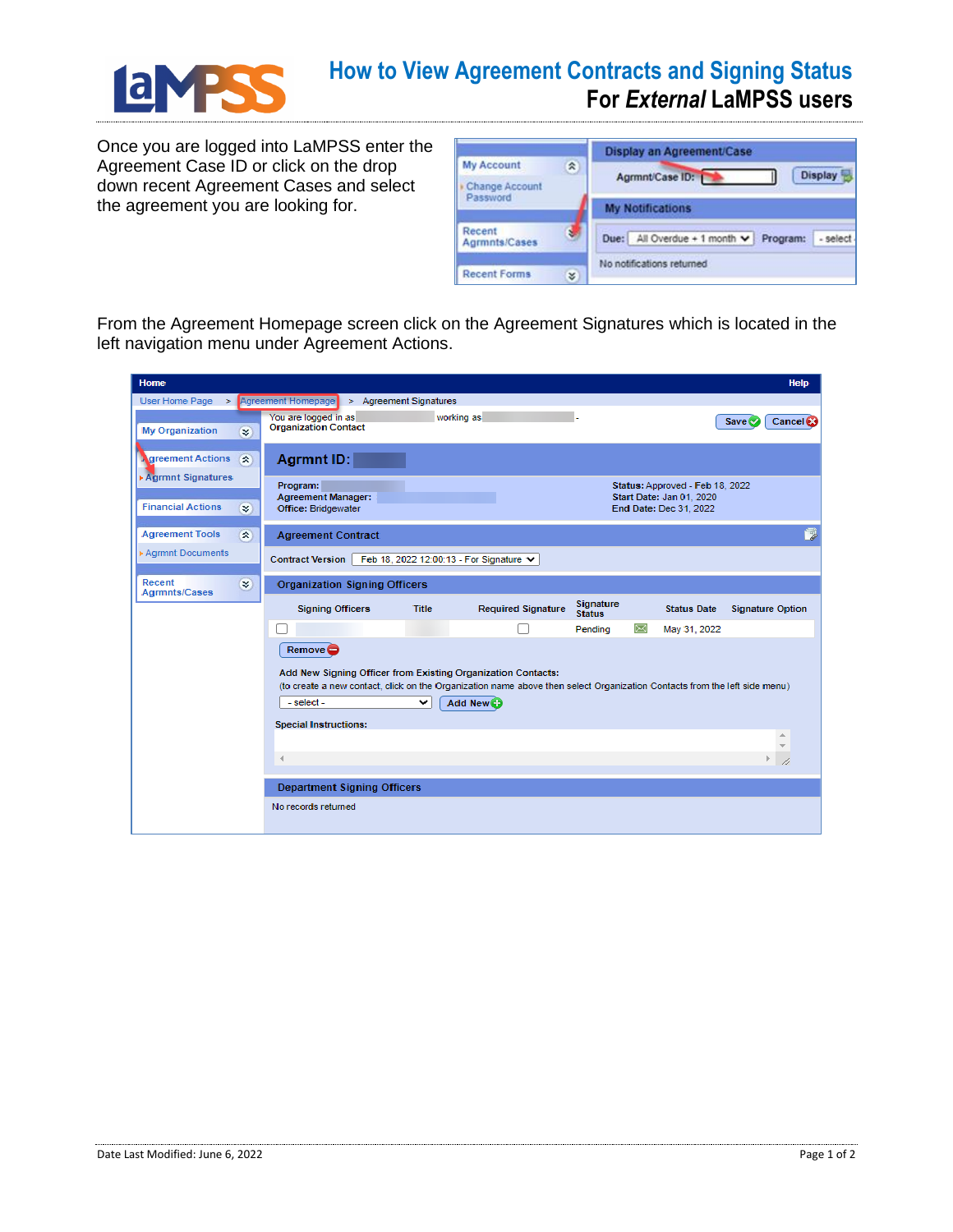# How to View Agreement Contracts and Signing Status

## For *External* LaMPSS users

Once you are logged into LaMPSS enter the Agreement Case ID or click on the drop down recent Agreement Cases and select the agreement you are looking for.

From the Agreement Homepage screen click on the Agreement Signatures which is located in the left navigation menu under Agreement Actions.

Date Last Modified: June 6, 2022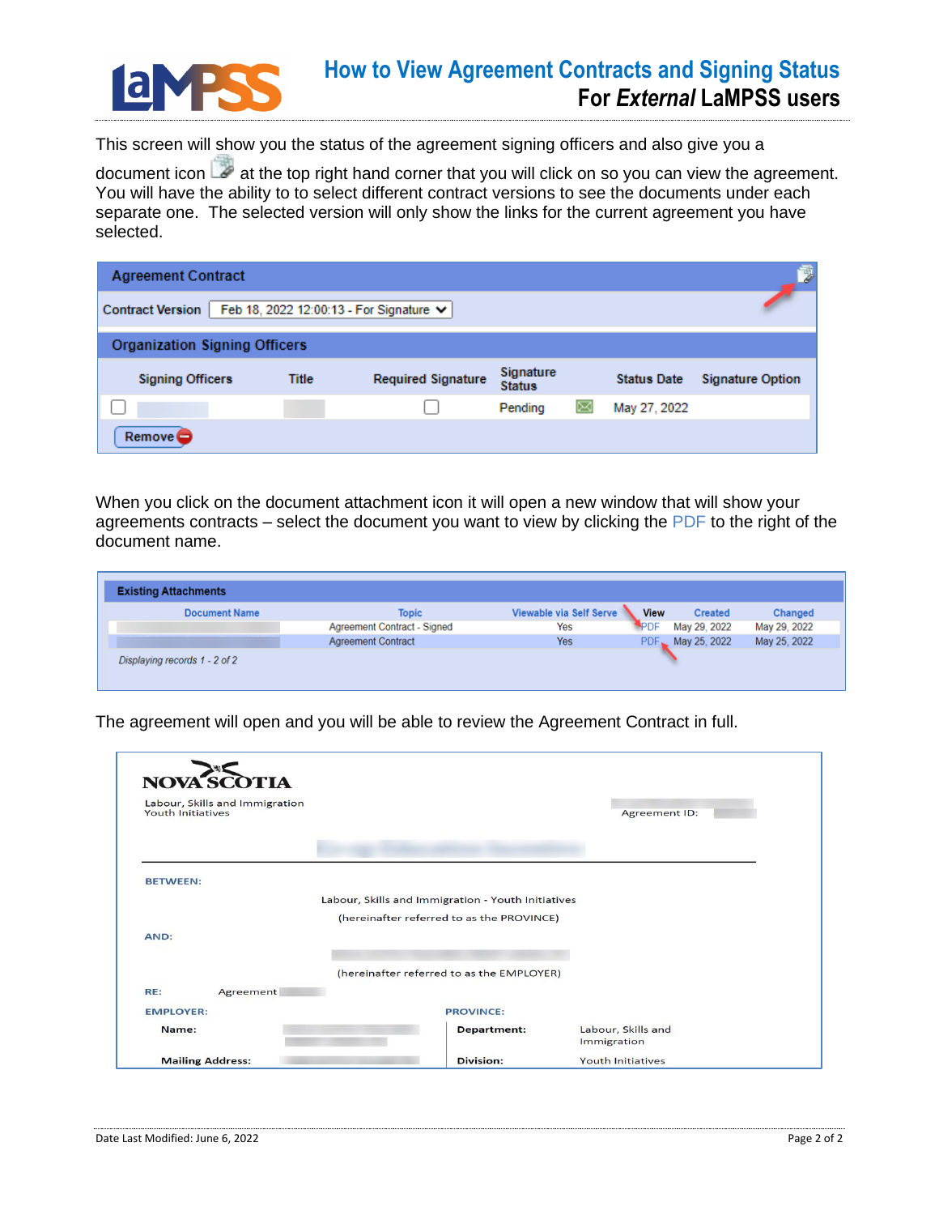# How to View Agreement Contracts and Signing Status
## For *External* LaMPSS users

This screen will show you the status of the agreement signing officers and also give you a document icon at the top right hand corner that you will click on so you can view the agreement. You will have the ability to to select different contract versions to see the documents under each separate one. The selected version will only show the links for the current agreement you have selected.

**Agreement Contract**

Contract Version: Feb 18, 2022 12:00:13 - For Signature

**Organization Signing Officers**

| | Signing Officers | Title | Required Signature | Signature Status | | Status Date | Signature Option |
|---|---|---|---|---|---|---|---|
| ☐ | | | ☐ | Pending | | May 27, 2022 | |

Remove

When you click on the document attachment icon it will open a new window that will show your agreements contracts – select the document you want to view by clicking the PDF to the right of the document name.

**Existing Attachments**

| Document Name | Topic | Viewable via Self Serve | View | Created | Changed |
|---|---|---|---|---|---|
| | Agreement Contract - Signed | Yes | PDF | May 29, 2022 | May 29, 2022 |
| | Agreement Contract | Yes | PDF | May 25, 2022 | May 25, 2022 |

*Displaying records 1 - 2 of 2*

The agreement will open and you will be able to review the Agreement Contract in full.

NOVA SCOTIA

Labour, Skills and Immigration
Youth Initiatives

Agreement ID:

**BETWEEN:**

Labour, Skills and Immigration - Youth Initiatives

(hereinafter referred to as the PROVINCE)

**AND:**

(hereinafter referred to as the EMPLOYER)

**RE:** Agreement

**EMPLOYER:**

**Name:**

**Mailing Address:**

**PROVINCE:**

**Department:** Labour, Skills and Immigration

**Division:** Youth Initiatives

Date Last Modified: June 6, 2022